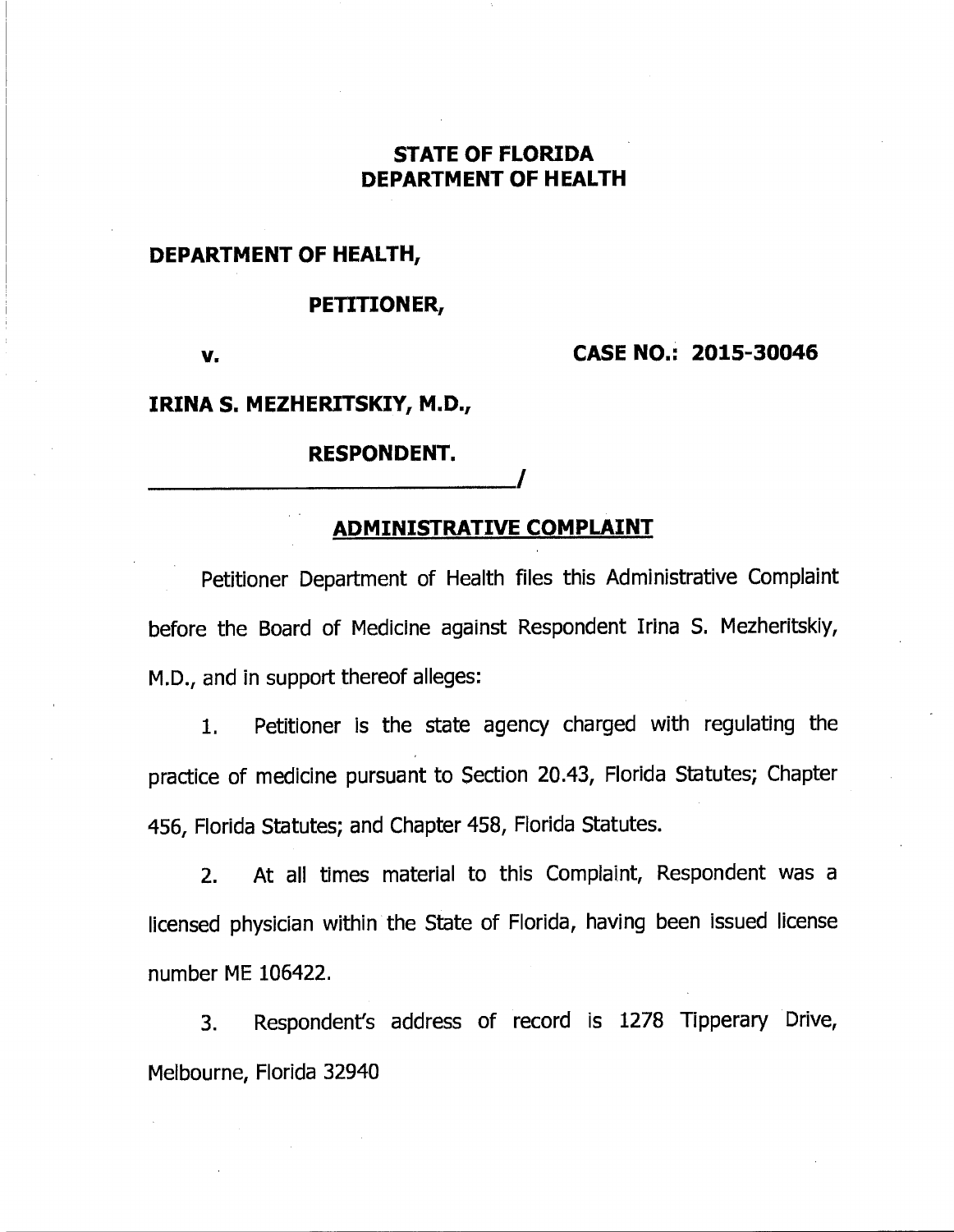# STATE OF FLORIDA
# DEPARTMENT OF HEALTH

**DEPARTMENT OF HEALTH,**

**PETITIONER,**

**v.** **CASE NO.: 2015-30046**

**IRINA S. MEZHERITSKIY, M.D.,**

**RESPONDENT.**

______________________________/

## ADMINISTRATIVE COMPLAINT

Petitioner Department of Health files this Administrative Complaint before the Board of Medicine against Respondent Irina S. Mezheritskiy, M.D., and in support thereof alleges:

1. Petitioner is the state agency charged with regulating the practice of medicine pursuant to Section 20.43, Florida Statutes; Chapter 456, Florida Statutes; and Chapter 458, Florida Statutes.

2. At all times material to this Complaint, Respondent was a licensed physician within the State of Florida, having been issued license number ME 106422.

3. Respondent's address of record is 1278 Tipperary Drive, Melbourne, Florida 32940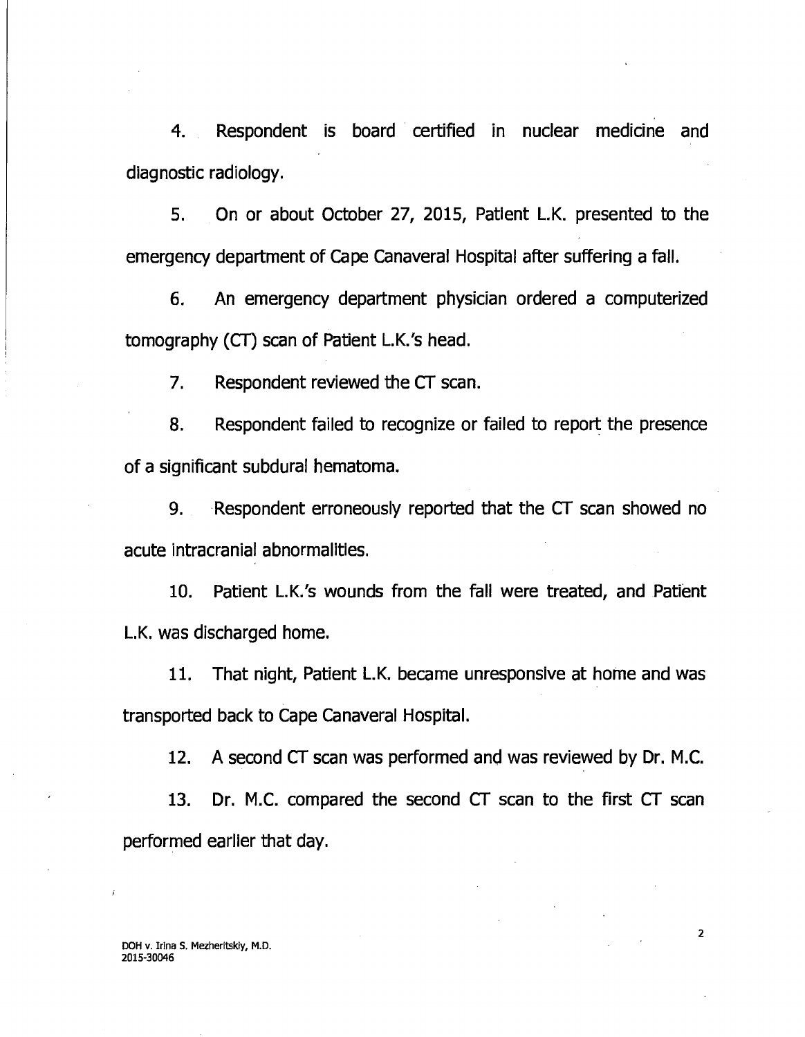4. Respondent is board certified in nuclear medicine and diagnostic radiology.

5. On or about October 27, 2015, Patient L.K. presented to the emergency department of Cape Canaveral Hospital after suffering a fall.

6. An emergency department physician ordered a computerized tomography (CT) scan of Patient L.K.'s head.

7. Respondent reviewed the CT scan.

8. Respondent failed to recognize or failed to report the presence of a significant subdural hematoma.

9. Respondent erroneously reported that the CT scan showed no acute intracranial abnormalities.

10. Patient L.K.'s wounds from the fall were treated, and Patient L.K. was discharged home.

11. That night, Patient L.K. became unresponsive at home and was transported back to Cape Canaveral Hospital.

12. A second CT scan was performed and was reviewed by Dr. M.C.

13. Dr. M.C. compared the second CT scan to the first CT scan performed earlier that day.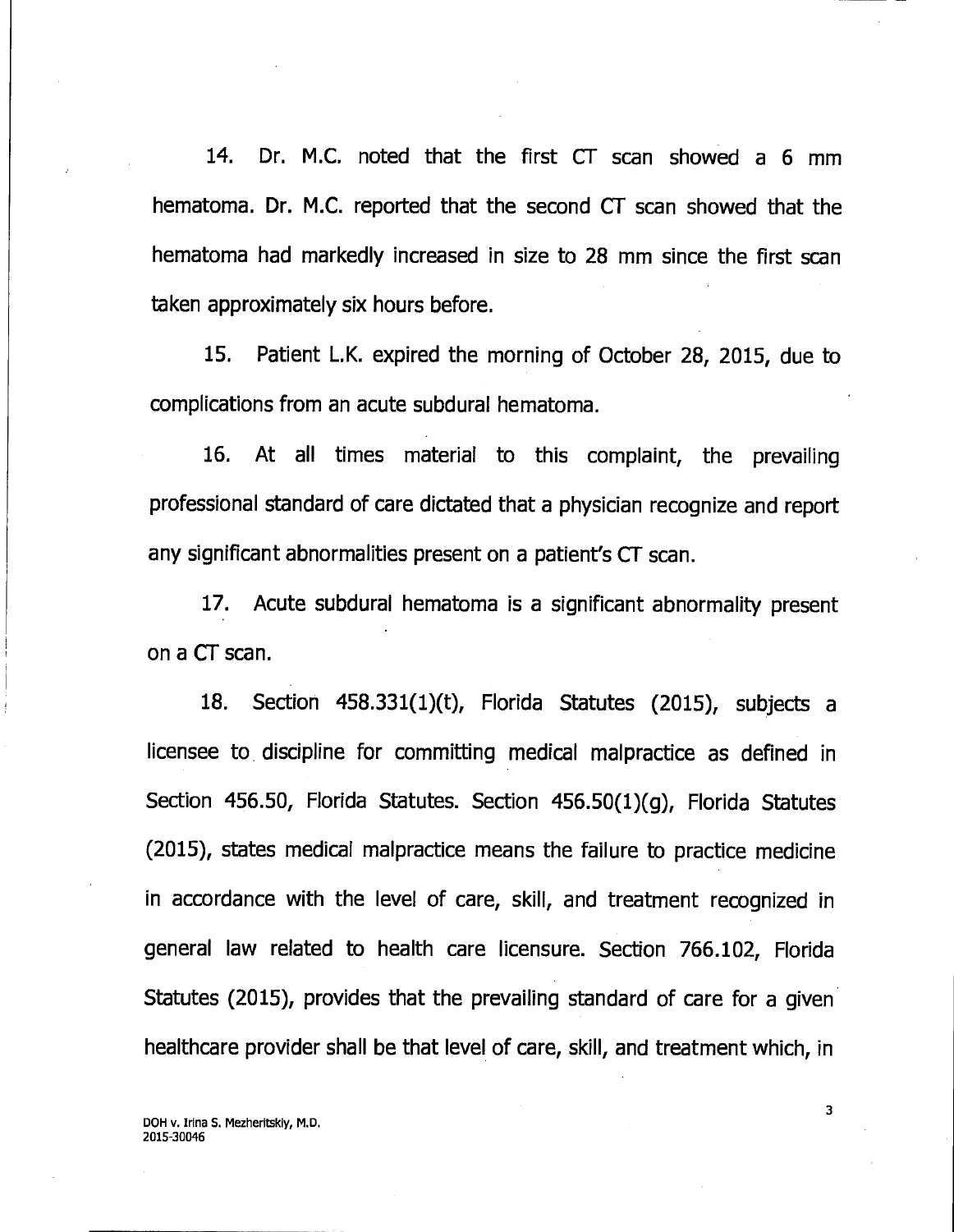14. Dr. M.C. noted that the first CT scan showed a 6 mm hematoma. Dr. M.C. reported that the second CT scan showed that the hematoma had markedly increased in size to 28 mm since the first scan taken approximately six hours before.

15. Patient L.K. expired the morning of October 28, 2015, due to complications from an acute subdural hematoma.

16. At all times material to this complaint, the prevailing professional standard of care dictated that a physician recognize and report any significant abnormalities present on a patient's CT scan.

17. Acute subdural hematoma is a significant abnormality present on a CT scan.

18. Section 458.331(1)(t), Florida Statutes (2015), subjects a licensee to discipline for committing medical malpractice as defined in Section 456.50, Florida Statutes. Section 456.50(1)(g), Florida Statutes (2015), states medical malpractice means the failure to practice medicine in accordance with the level of care, skill, and treatment recognized in general law related to health care licensure. Section 766.102, Florida Statutes (2015), provides that the prevailing standard of care for a given healthcare provider shall be that level of care, skill, and treatment which, in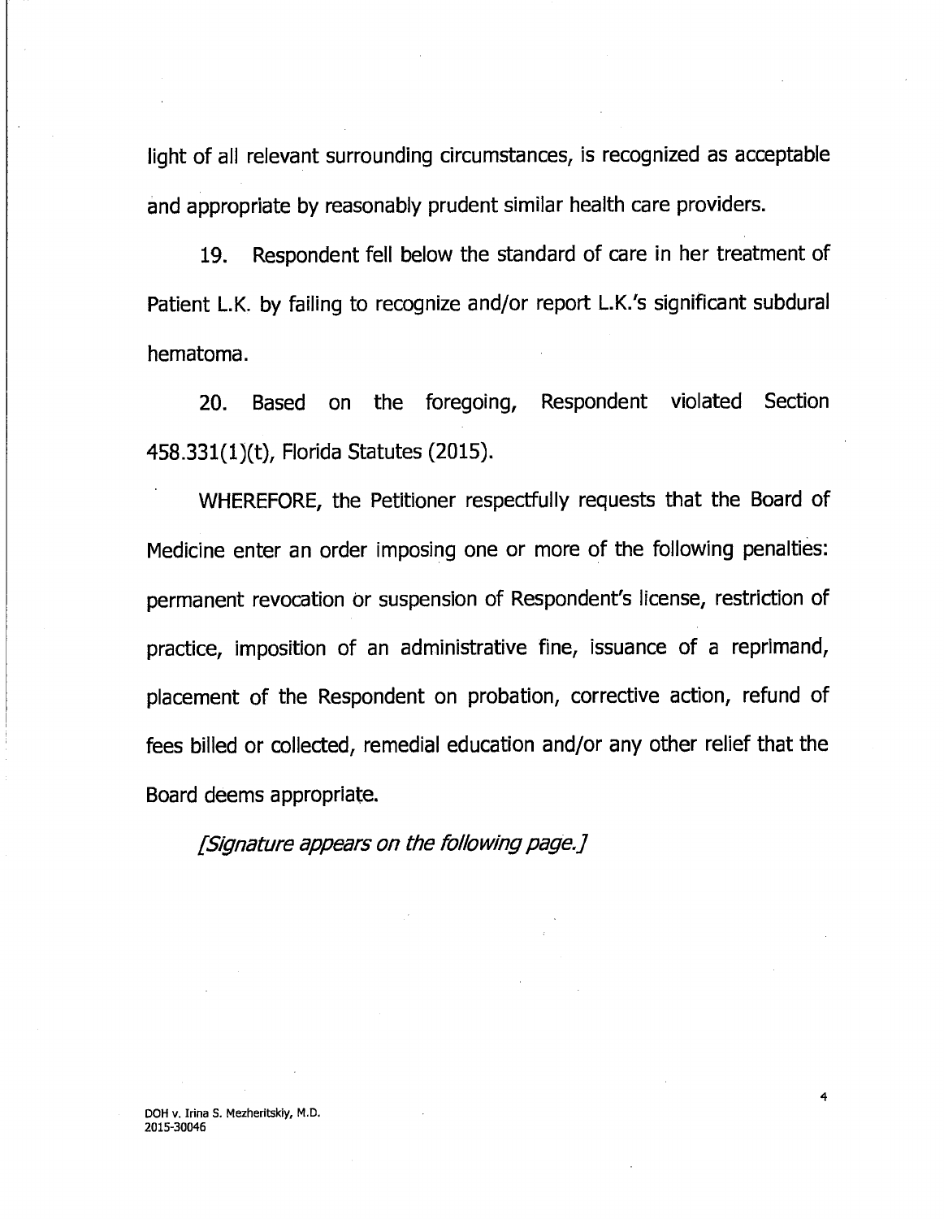light of all relevant surrounding circumstances, is recognized as acceptable and appropriate by reasonably prudent similar health care providers.

19. Respondent fell below the standard of care in her treatment of Patient L.K. by failing to recognize and/or report L.K.'s significant subdural hematoma.

20. Based on the foregoing, Respondent violated Section 458.331(1)(t), Florida Statutes (2015).

WHEREFORE, the Petitioner respectfully requests that the Board of Medicine enter an order imposing one or more of the following penalties: permanent revocation or suspension of Respondent's license, restriction of practice, imposition of an administrative fine, issuance of a reprimand, placement of the Respondent on probation, corrective action, refund of fees billed or collected, remedial education and/or any other relief that the Board deems appropriate.

*[Signature appears on the following page.]*

DOH v. Irina S. Mezheritskiy, M.D.
2015-30046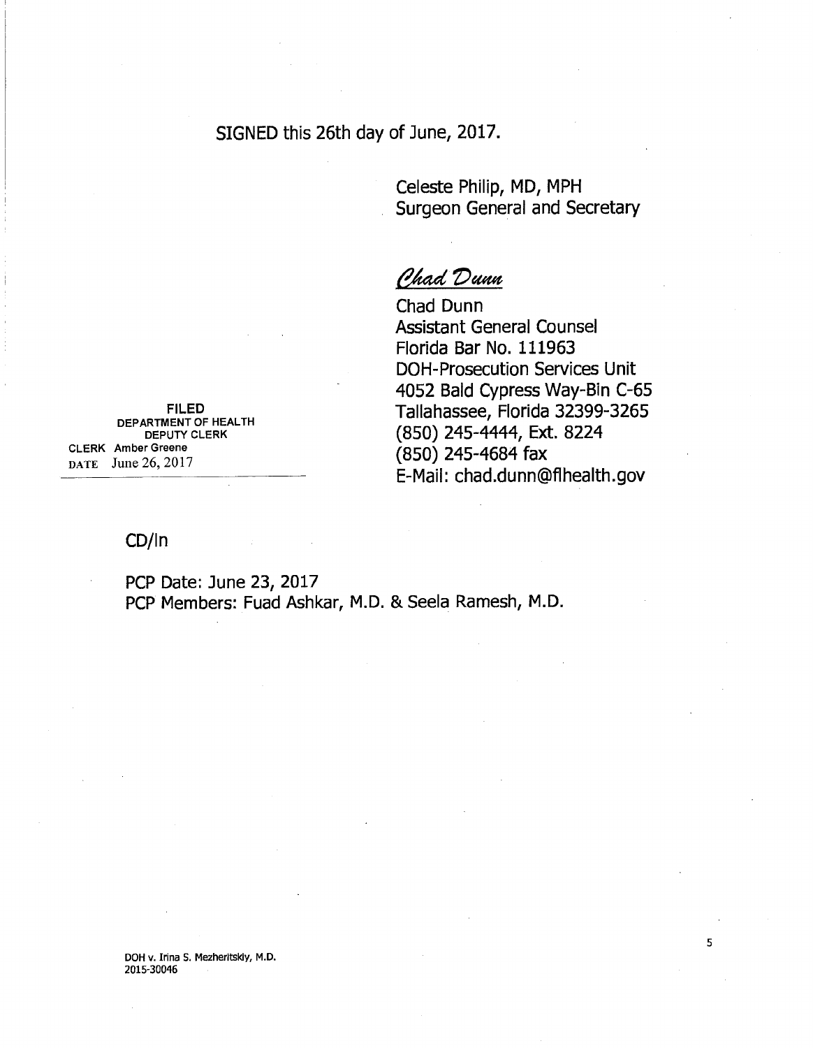SIGNED this 26th day of June, 2017.

Celeste Philip, MD, MPH
Surgeon General and Secretary

*Chad Dunn*

Chad Dunn
Assistant General Counsel
Florida Bar No. 111963
DOH-Prosecution Services Unit
4052 Bald Cypress Way-Bin C-65
Tallahassee, Florida 32399-3265
(850) 245-4444, Ext. 8224
(850) 245-4684 fax
E-Mail: chad.dunn@flhealth.gov

FILED
DEPARTMENT OF HEALTH
DEPUTY CLERK
CLERK Amber Greene
DATE June 26, 2017

CD/ln

PCP Date: June 23, 2017
PCP Members: Fuad Ashkar, M.D. & Seela Ramesh, M.D.

DOH v. Irina S. Mezheritskiy, M.D.
2015-30046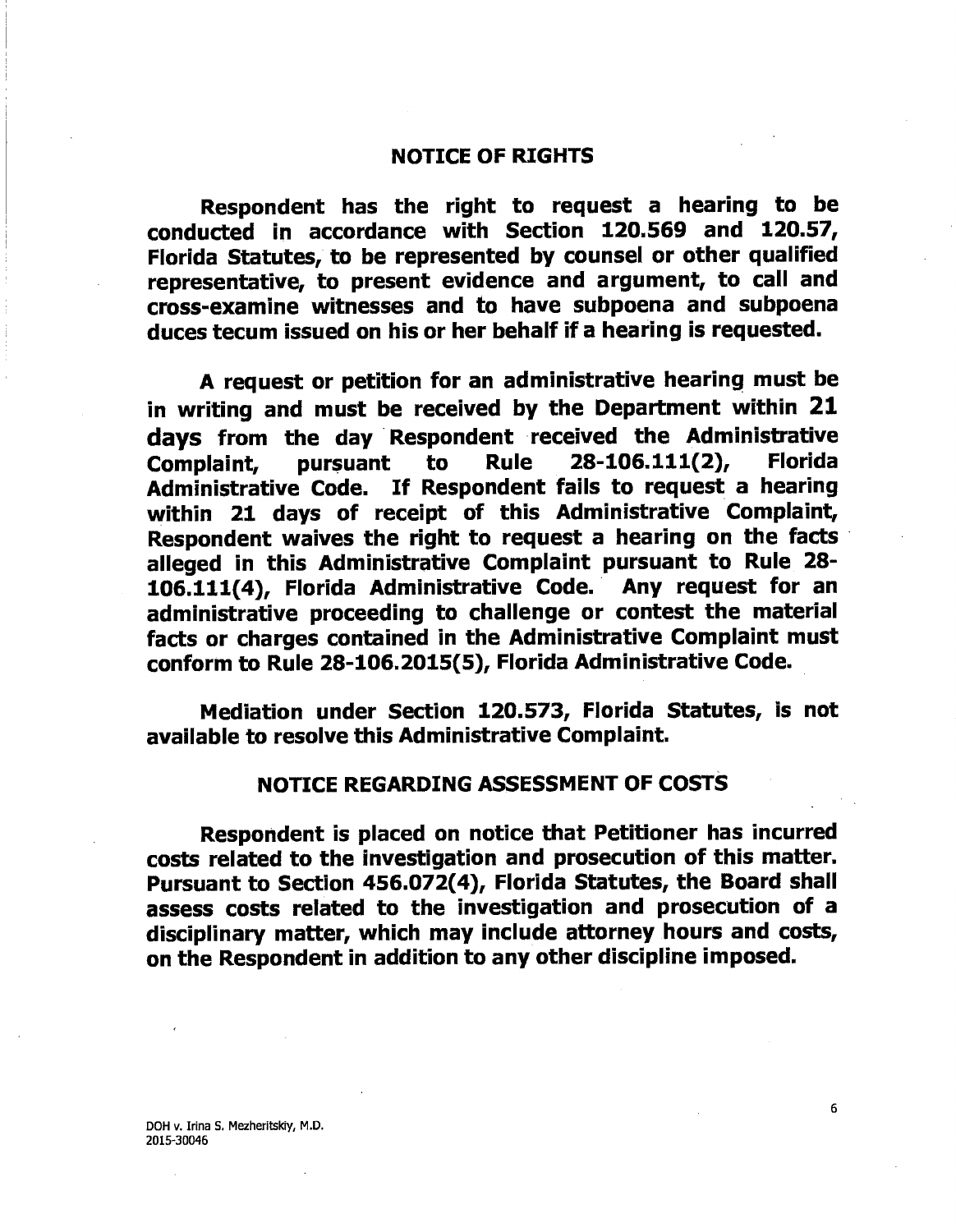## NOTICE OF RIGHTS

**Respondent has the right to request a hearing to be conducted in accordance with Section 120.569 and 120.57, Florida Statutes, to be represented by counsel or other qualified representative, to present evidence and argument, to call and cross-examine witnesses and to have subpoena and subpoena duces tecum issued on his or her behalf if a hearing is requested.**

**A request or petition for an administrative hearing must be in writing and must be received by the Department within 21 days from the day Respondent received the Administrative Complaint, pursuant to Rule 28-106.111(2), Florida Administrative Code. If Respondent fails to request a hearing within 21 days of receipt of this Administrative Complaint, Respondent waives the right to request a hearing on the facts alleged in this Administrative Complaint pursuant to Rule 28-106.111(4), Florida Administrative Code. Any request for an administrative proceeding to challenge or contest the material facts or charges contained in the Administrative Complaint must conform to Rule 28-106.2015(5), Florida Administrative Code.**

**Mediation under Section 120.573, Florida Statutes, is not available to resolve this Administrative Complaint.**

## NOTICE REGARDING ASSESSMENT OF COSTS

**Respondent is placed on notice that Petitioner has incurred costs related to the investigation and prosecution of this matter. Pursuant to Section 456.072(4), Florida Statutes, the Board shall assess costs related to the investigation and prosecution of a disciplinary matter, which may include attorney hours and costs, on the Respondent in addition to any other discipline imposed.**

DOH v. Irina S. Mezheritskiy, M.D.
2015-30046